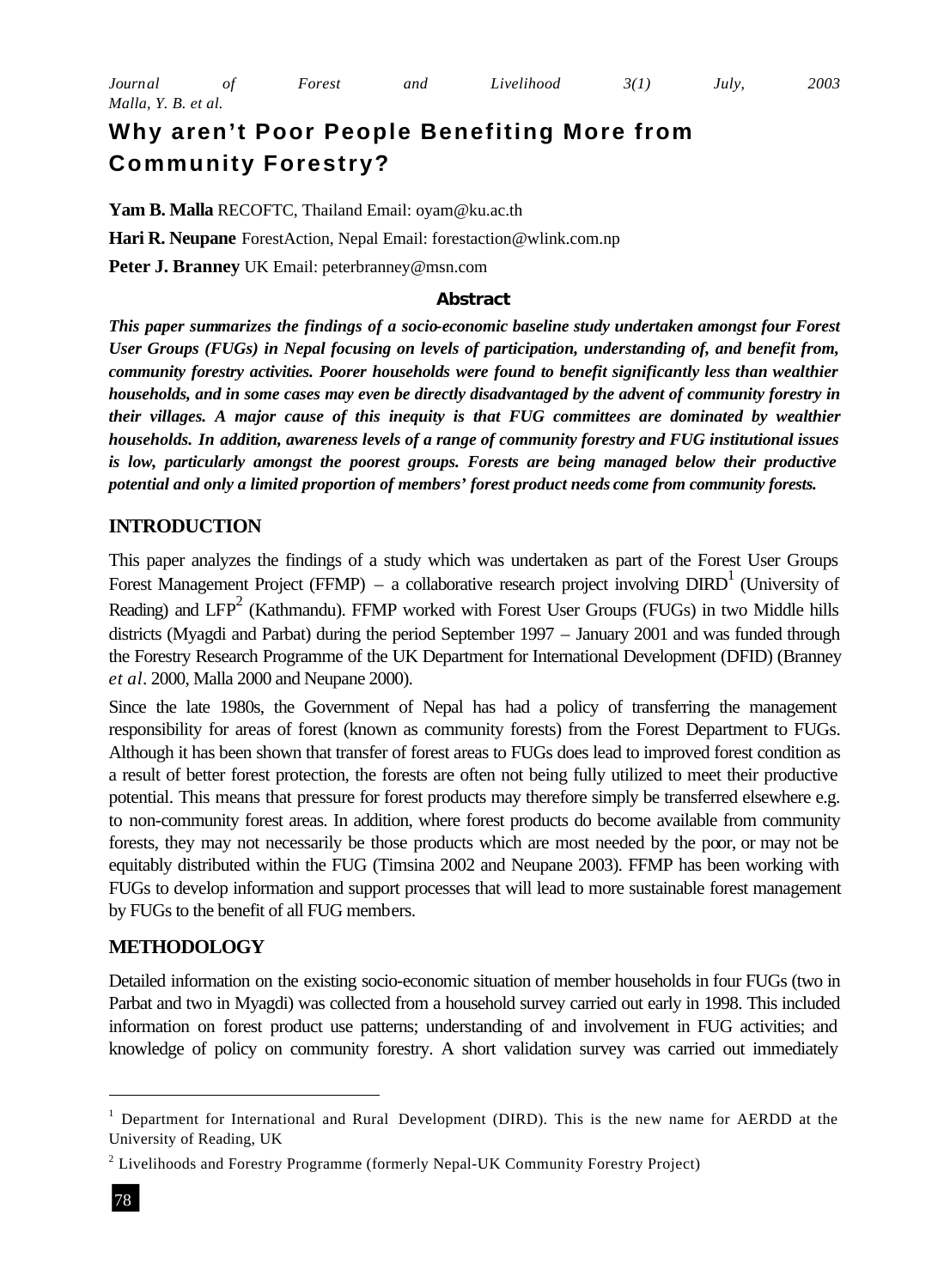# Why aren't Poor People Benefiting More from Community Forestry?

**Yam B. Malla** RECOFTC, Thailand Email: oyam@ku.ac.th

**Hari R. Neupane** ForestAction, Nepal Email: forestaction@wlink.com.np

**Peter J. Branney** UK Email: peterbranney@msn.com

### Abstract

***This paper summarizes the findings of a socio-economic baseline study undertaken amongst four Forest User Groups (FUGs) in Nepal focusing on levels of participation, understanding of, and benefit from, community forestry activities. Poorer households were found to benefit significantly less than wealthier households, and in some cases may even be directly disadvantaged by the advent of community forestry in their villages. A major cause of this inequity is that FUG committees are dominated by wealthier households. In addition, awareness levels of a range of community forestry and FUG institutional issues is low, particularly amongst the poorest groups. Forests are being managed below their productive potential and only a limited proportion of members' forest product needs come from community forests.***

## INTRODUCTION

This paper analyzes the findings of a study which was undertaken as part of the Forest User Groups Forest Management Project (FFMP) – a collaborative research project involving DIRD[1] (University of Reading) and LFP[2] (Kathmandu). FFMP worked with Forest User Groups (FUGs) in two Middle hills districts (Myagdi and Parbat) during the period September 1997 – January 2001 and was funded through the Forestry Research Programme of the UK Department for International Development (DFID) (Branney *et al*. 2000, Malla 2000 and Neupane 2000).

Since the late 1980s, the Government of Nepal has had a policy of transferring the management responsibility for areas of forest (known as community forests) from the Forest Department to FUGs. Although it has been shown that transfer of forest areas to FUGs does lead to improved forest condition as a result of better forest protection, the forests are often not being fully utilized to meet their productive potential. This means that pressure for forest products may therefore simply be transferred elsewhere e.g. to non-community forest areas. In addition, where forest products do become available from community forests, they may not necessarily be those products which are most needed by the poor, or may not be equitably distributed within the FUG (Timsina 2002 and Neupane 2003). FFMP has been working with FUGs to develop information and support processes that will lead to more sustainable forest management by FUGs to the benefit of all FUG members.

## METHODOLOGY

Detailed information on the existing socio-economic situation of member households in four FUGs (two in Parbat and two in Myagdi) was collected from a household survey carried out early in 1998. This included information on forest product use patterns; understanding of and involvement in FUG activities; and knowledge of policy on community forestry. A short validation survey was carried out immediately

---

[1] Department for International and Rural Development (DIRD). This is the new name for AERDD at the University of Reading, UK

[2] Livelihoods and Forestry Programme (formerly Nepal-UK Community Forestry Project)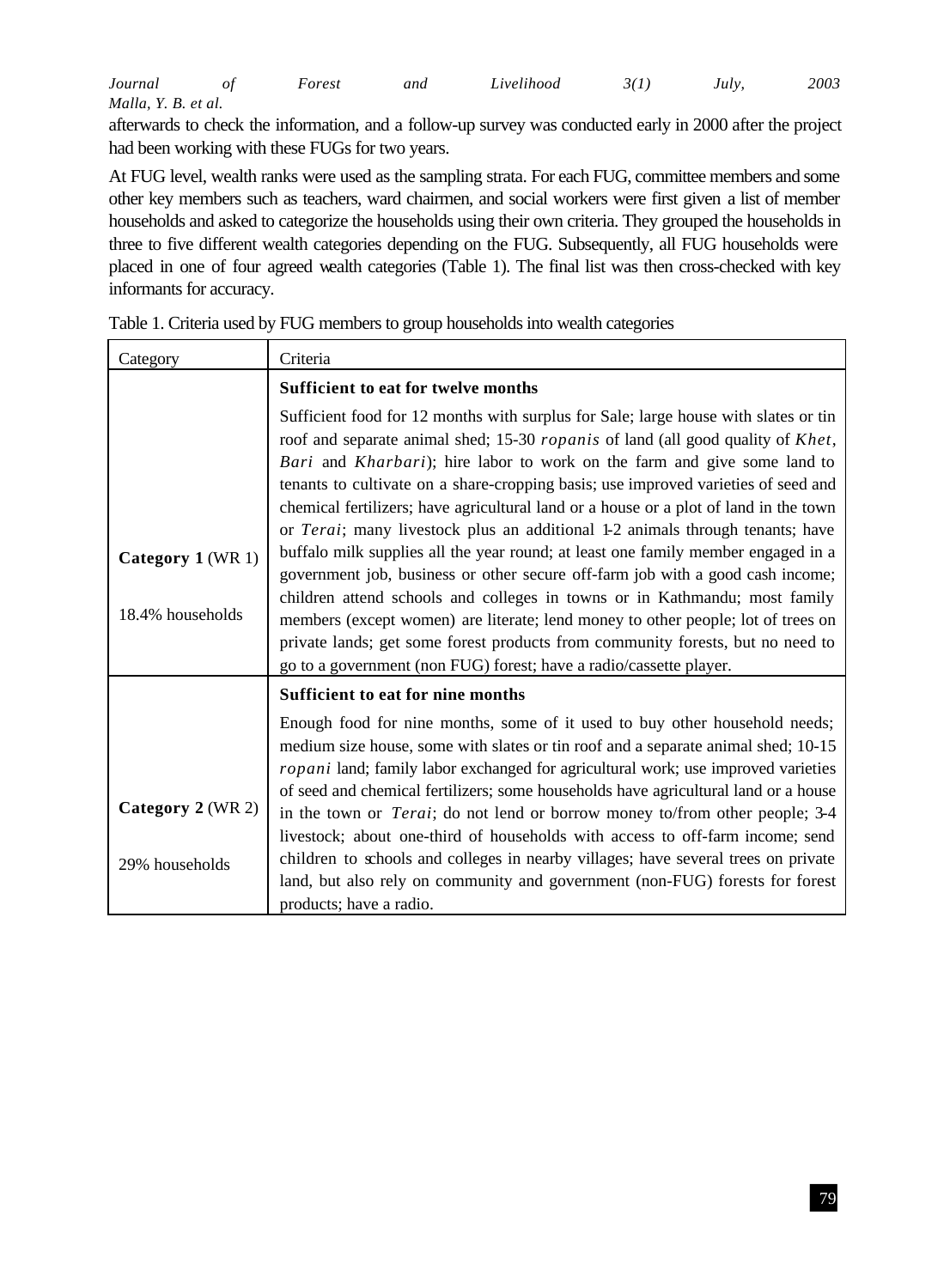afterwards to check the information, and a follow-up survey was conducted early in 2000 after the project had been working with these FUGs for two years.

At FUG level, wealth ranks were used as the sampling strata. For each FUG, committee members and some other key members such as teachers, ward chairmen, and social workers were first given a list of member households and asked to categorize the households using their own criteria. They grouped the households in three to five different wealth categories depending on the FUG. Subsequently, all FUG households were placed in one of four agreed wealth categories (Table 1). The final list was then cross-checked with key informants for accuracy.

Table 1. Criteria used by FUG members to group households into wealth categories

| Category | Criteria |
|---|---|
| **Category 1** (WR 1)<br><br>18.4% households | **Sufficient to eat for twelve months**<br><br>Sufficient food for 12 months with surplus for Sale; large house with slates or tin roof and separate animal shed; 15-30 *ropanis* of land (all good quality of *Khet*, *Bari* and *Kharbari*); hire labor to work on the farm and give some land to tenants to cultivate on a share-cropping basis; use improved varieties of seed and chemical fertilizers; have agricultural land or a house or a plot of land in the town or *Terai*; many livestock plus an additional 1-2 animals through tenants; have buffalo milk supplies all the year round; at least one family member engaged in a government job, business or other secure off-farm job with a good cash income; children attend schools and colleges in towns or in Kathmandu; most family members (except women) are literate; lend money to other people; lot of trees on private lands; get some forest products from community forests, but no need to go to a government (non FUG) forest; have a radio/cassette player. |
| **Category 2** (WR 2)<br><br>29% households | **Sufficient to eat for nine months**<br><br>Enough food for nine months, some of it used to buy other household needs; medium size house, some with slates or tin roof and a separate animal shed; 10-15 *ropani* land; family labor exchanged for agricultural work; use improved varieties of seed and chemical fertilizers; some households have agricultural land or a house in the town or *Terai*; do not lend or borrow money to/from other people; 3-4 livestock; about one-third of households with access to off-farm income; send children to schools and colleges in nearby villages; have several trees on private land, but also rely on community and government (non-FUG) forests for forest products; have a radio. |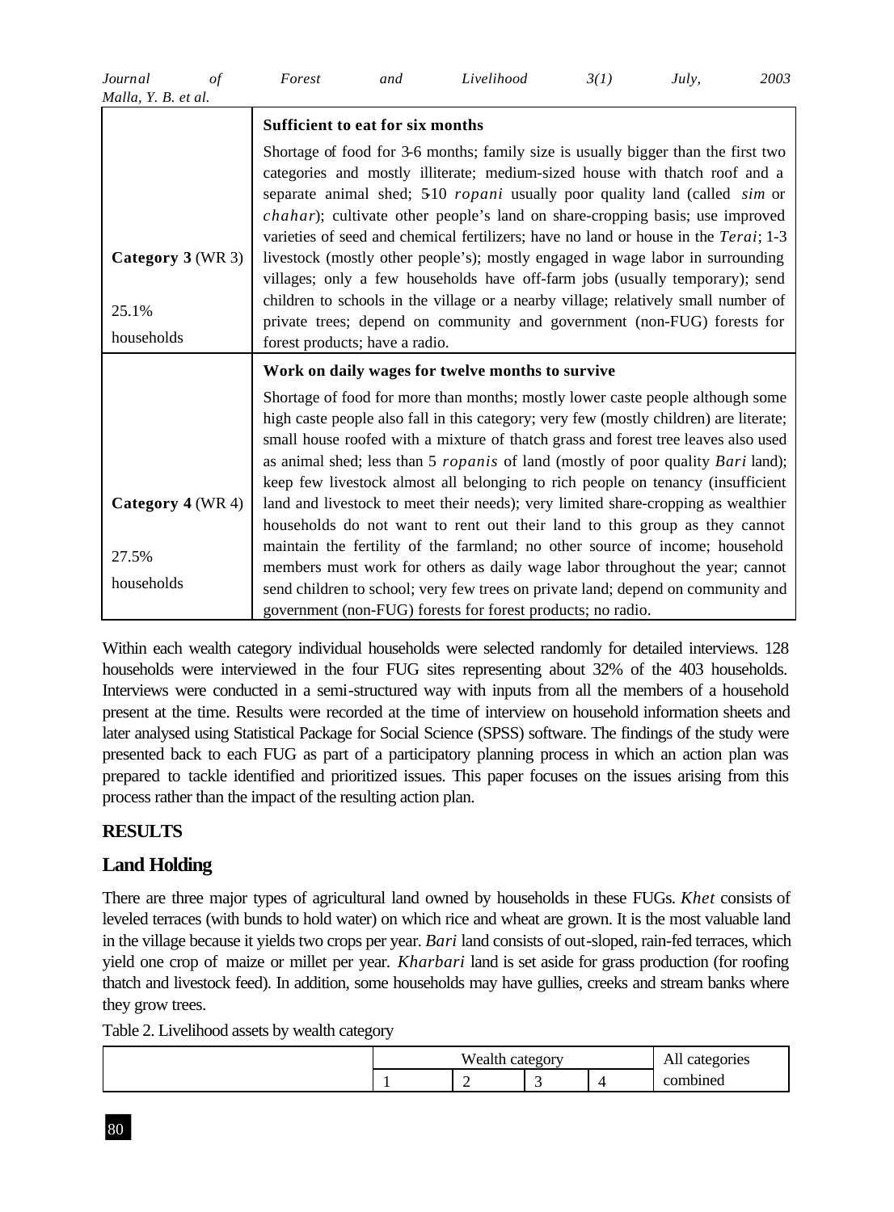| | **Sufficient to eat for six months** |
|---|---|
| **Category 3** (WR 3)<br><br>25.1%<br><br>households | Shortage of food for 3-6 months; family size is usually bigger than the first two categories and mostly illiterate; medium-sized house with thatch roof and a separate animal shed; 5-10 *ropani* usually poor quality land (called *sim* or *chahar*); cultivate other people's land on share-cropping basis; use improved varieties of seed and chemical fertilizers; have no land or house in the *Terai*; 1-3 livestock (mostly other people's); mostly engaged in wage labor in surrounding villages; only a few households have off-farm jobs (usually temporary); send children to schools in the village or a nearby village; relatively small number of private trees; depend on community and government (non-FUG) forests for forest products; have a radio. |
| | **Work on daily wages for twelve months to survive** |
| **Category 4** (WR 4)<br><br>27.5%<br><br>households | Shortage of food for more than months; mostly lower caste people although some high caste people also fall in this category; very few (mostly children) are literate; small house roofed with a mixture of thatch grass and forest tree leaves also used as animal shed; less than 5 *ropanis* of land (mostly of poor quality *Bari* land); keep few livestock almost all belonging to rich people on tenancy (insufficient land and livestock to meet their needs); very limited share-cropping as wealthier households do not want to rent out their land to this group as they cannot maintain the fertility of the farmland; no other source of income; household members must work for others as daily wage labor throughout the year; cannot send children to school; very few trees on private land; depend on community and government (non-FUG) forests for forest products; no radio. |

Within each wealth category individual households were selected randomly for detailed interviews. 128 households were interviewed in the four FUG sites representing about 32% of the 403 households. Interviews were conducted in a semi-structured way with inputs from all the members of a household present at the time. Results were recorded at the time of interview on household information sheets and later analysed using Statistical Package for Social Science (SPSS) software. The findings of the study were presented back to each FUG as part of a participatory planning process in which an action plan was prepared to tackle identified and prioritized issues. This paper focuses on the issues arising from this process rather than the impact of the resulting action plan.

## RESULTS

### Land Holding

There are three major types of agricultural land owned by households in these FUGs. *Khet* consists of leveled terraces (with bunds to hold water) on which rice and wheat are grown. It is the most valuable land in the village because it yields two crops per year. *Bari* land consists of out-sloped, rain-fed terraces, which yield one crop of maize or millet per year. *Kharbari* land is set aside for grass production (for roofing thatch and livestock feed). In addition, some households may have gullies, creeks and stream banks where they grow trees.

Table 2. Livelihood assets by wealth category

| | Wealth category | | | | All categories |
|---|---|---|---|---|---|
| | 1 | 2 | 3 | 4 | combined |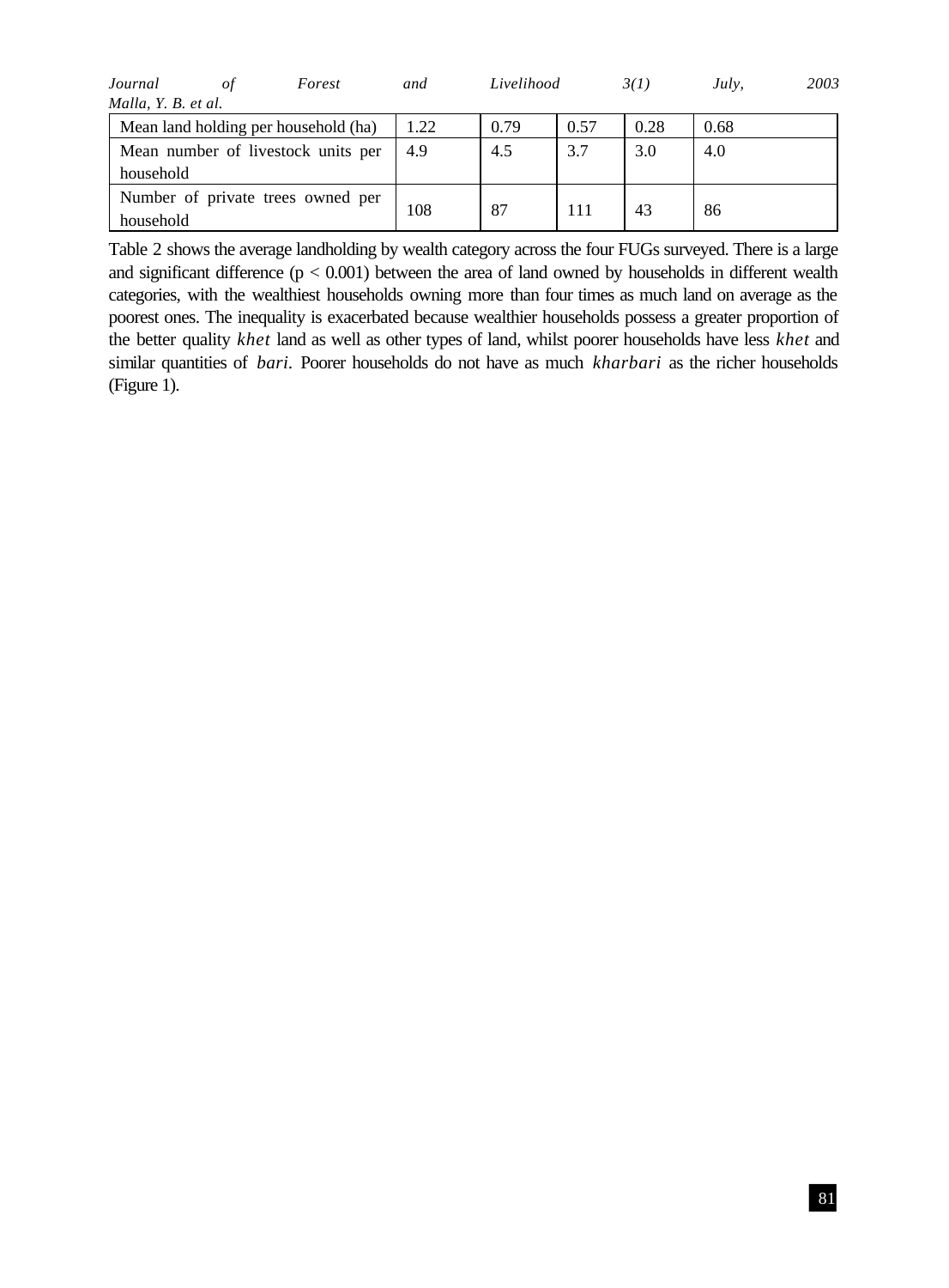| Mean land holding per household (ha) | 1.22 | 0.79 | 0.57 | 0.28 | 0.68 |
|---|---|---|---|---|---|
| Mean number of livestock units per household | 4.9 | 4.5 | 3.7 | 3.0 | 4.0 |
| Number of private trees owned per household | 108 | 87 | 111 | 43 | 86 |

Table 2 shows the average landholding by wealth category across the four FUGs surveyed. There is a large and significant difference ($p < 0.001$) between the area of land owned by households in different wealth categories, with the wealthiest households owning more than four times as much land on average as the poorest ones. The inequality is exacerbated because wealthier households possess a greater proportion of the better quality *khet* land as well as other types of land, whilst poorer households have less *khet* and similar quantities of *bari*. Poorer households do not have as much *kharbari* as the richer households (Figure 1).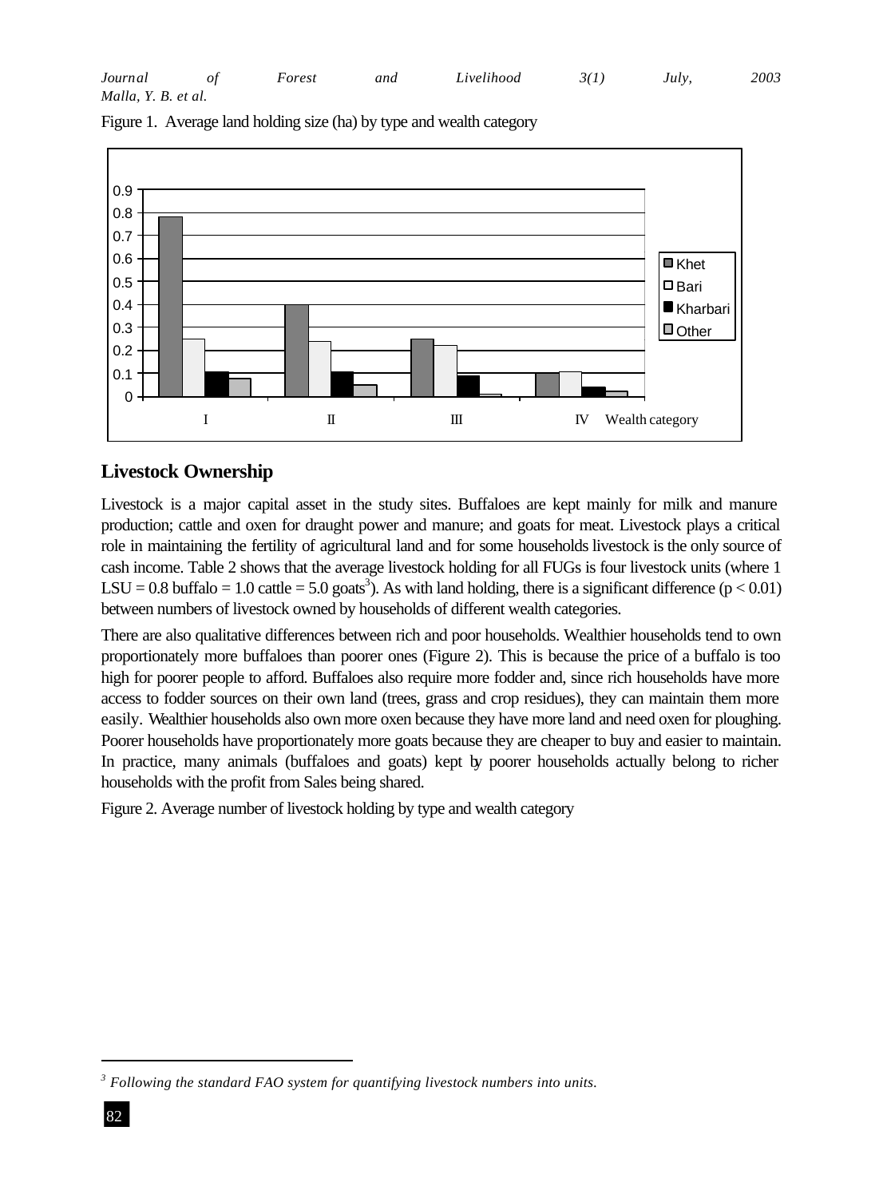Figure 1. Average land holding size (ha) by type and wealth category

## Livestock Ownership

Livestock is a major capital asset in the study sites. Buffaloes are kept mainly for milk and manure production; cattle and oxen for draught power and manure; and goats for meat. Livestock plays a critical role in maintaining the fertility of agricultural land and for some households livestock is the only source of cash income. Table 2 shows that the average livestock holding for all FUGs is four livestock units (where 1 LSU = 0.8 buffalo = 1.0 cattle = 5.0 goats[3]). As with land holding, there is a significant difference ($p < 0.01$) between numbers of livestock owned by households of different wealth categories.

There are also qualitative differences between rich and poor households. Wealthier households tend to own proportionately more buffaloes than poorer ones (Figure 2). This is because the price of a buffalo is too high for poorer people to afford. Buffaloes also require more fodder and, since rich households have more access to fodder sources on their own land (trees, grass and crop residues), they can maintain them more easily. Wealthier households also own more oxen because they have more land and need oxen for ploughing. Poorer households have proportionately more goats because they are cheaper to buy and easier to maintain. In practice, many animals (buffaloes and goats) kept by poorer households actually belong to richer households with the profit from Sales being shared.

Figure 2. Average number of livestock holding by type and wealth category

---

[3] *Following the standard FAO system for quantifying livestock numbers into units.*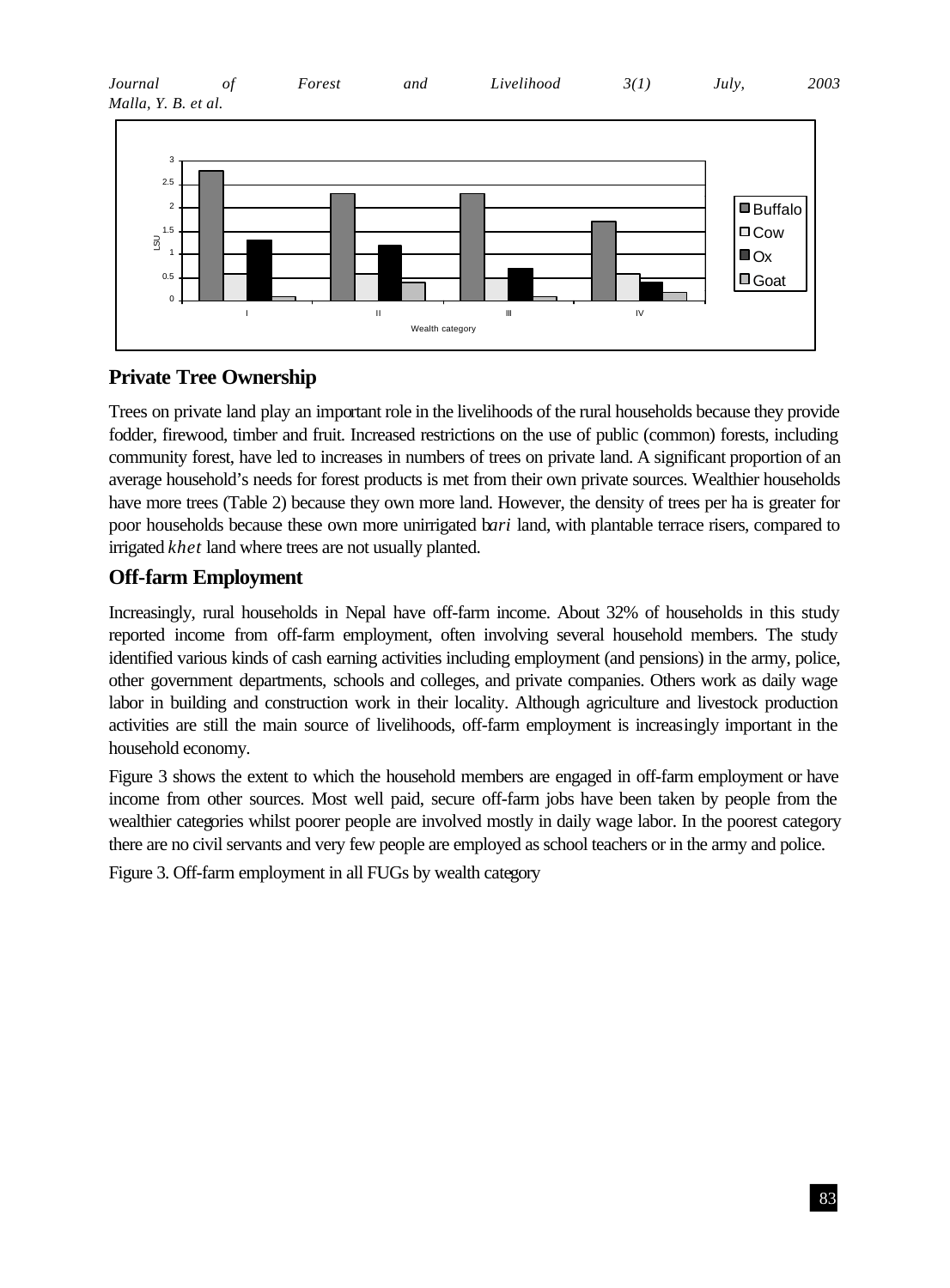## Private Tree Ownership

Trees on private land play an important role in the livelihoods of the rural households because they provide fodder, firewood, timber and fruit. Increased restrictions on the use of public (common) forests, including community forest, have led to increases in numbers of trees on private land. A significant proportion of an average household's needs for forest products is met from their own private sources. Wealthier households have more trees (Table 2) because they own more land. However, the density of trees per ha is greater for poor households because these own more unirrigated *bari* land, with plantable terrace risers, compared to irrigated *khet* land where trees are not usually planted.

## Off-farm Employment

Increasingly, rural households in Nepal have off-farm income. About 32% of households in this study reported income from off-farm employment, often involving several household members. The study identified various kinds of cash earning activities including employment (and pensions) in the army, police, other government departments, schools and colleges, and private companies. Others work as daily wage labor in building and construction work in their locality. Although agriculture and livestock production activities are still the main source of livelihoods, off-farm employment is increasingly important in the household economy.

Figure 3 shows the extent to which the household members are engaged in off-farm employment or have income from other sources. Most well paid, secure off-farm jobs have been taken by people from the wealthier categories whilst poorer people are involved mostly in daily wage labor. In the poorest category there are no civil servants and very few people are employed as school teachers or in the army and police.

Figure 3. Off-farm employment in all FUGs by wealth category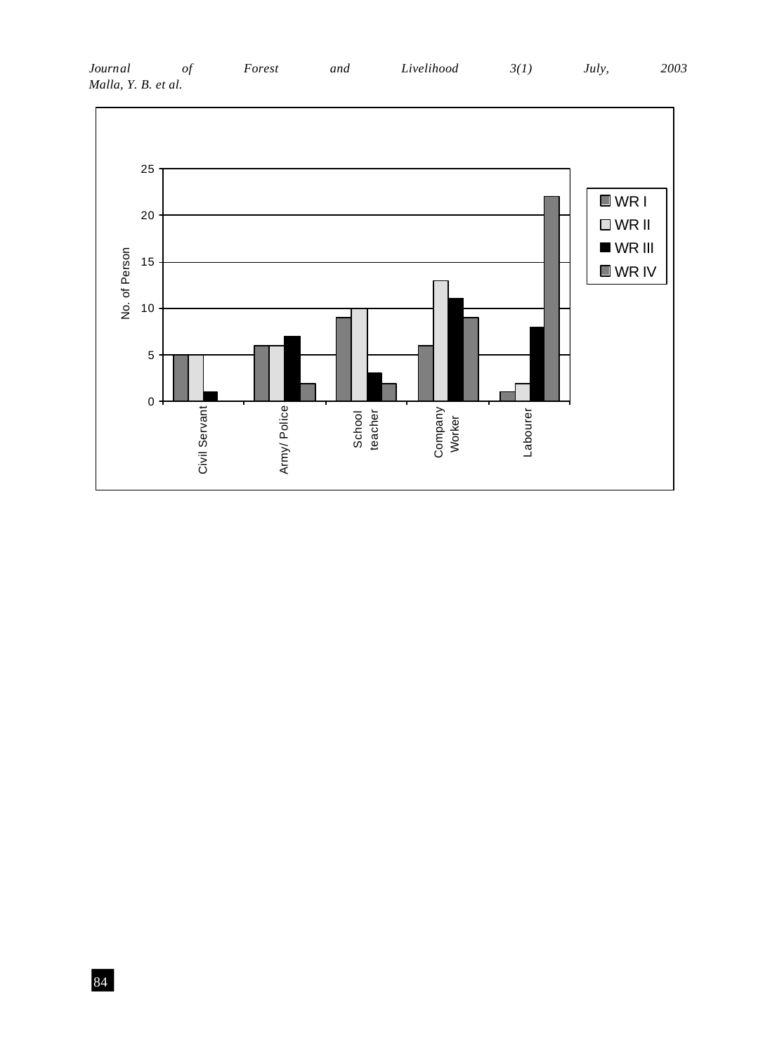| Occupation | WR I | WR II | WR III | WR IV |
|---|---|---|---|---|
| Civil Servant | 5 | 5 | 1 | 0 |
| Army/ Police | 6 | 6 | 7 | 2 |
| School teacher | 9 | 10 | 3 | 2 |
| Company Worker | 6 | 13 | 11 | 9 |
| Labourer | 1 | 2 | 8 | 22 |

(Y-axis: No. of Person)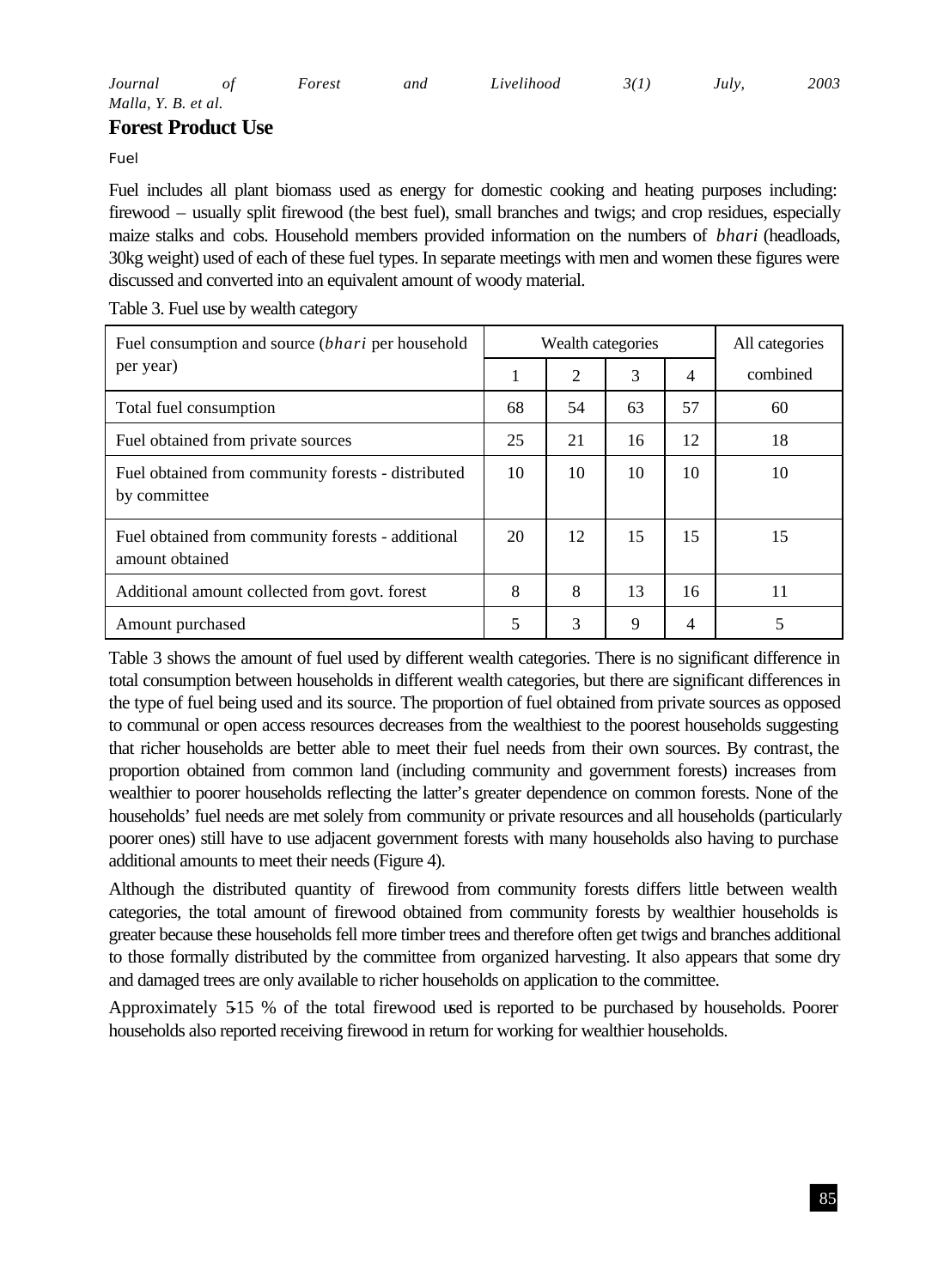## Forest Product Use

### Fuel

Fuel includes all plant biomass used as energy for domestic cooking and heating purposes including: firewood – usually split firewood (the best fuel), small branches and twigs; and crop residues, especially maize stalks and cobs. Household members provided information on the numbers of *bhari* (headloads, 30kg weight) used of each of these fuel types. In separate meetings with men and women these figures were discussed and converted into an equivalent amount of woody material.

Table 3. Fuel use by wealth category

| Fuel consumption and source (*bhari* per household per year) | Wealth categories | | | | All categories combined |
|---|---|---|---|---|---|
| | 1 | 2 | 3 | 4 | |
| Total fuel consumption | 68 | 54 | 63 | 57 | 60 |
| Fuel obtained from private sources | 25 | 21 | 16 | 12 | 18 |
| Fuel obtained from community forests - distributed by committee | 10 | 10 | 10 | 10 | 10 |
| Fuel obtained from community forests - additional amount obtained | 20 | 12 | 15 | 15 | 15 |
| Additional amount collected from govt. forest | 8 | 8 | 13 | 16 | 11 |
| Amount purchased | 5 | 3 | 9 | 4 | 5 |

Table 3 shows the amount of fuel used by different wealth categories. There is no significant difference in total consumption between households in different wealth categories, but there are significant differences in the type of fuel being used and its source. The proportion of fuel obtained from private sources as opposed to communal or open access resources decreases from the wealthiest to the poorest households suggesting that richer households are better able to meet their fuel needs from their own sources. By contrast, the proportion obtained from common land (including community and government forests) increases from wealthier to poorer households reflecting the latter's greater dependence on common forests. None of the households' fuel needs are met solely from community or private resources and all households (particularly poorer ones) still have to use adjacent government forests with many households also having to purchase additional amounts to meet their needs (Figure 4).

Although the distributed quantity of firewood from community forests differs little between wealth categories, the total amount of firewood obtained from community forests by wealthier households is greater because these households fell more timber trees and therefore often get twigs and branches additional to those formally distributed by the committee from organized harvesting. It also appears that some dry and damaged trees are only available to richer households on application to the committee.

Approximately 5-15 % of the total firewood used is reported to be purchased by households. Poorer households also reported receiving firewood in return for working for wealthier households.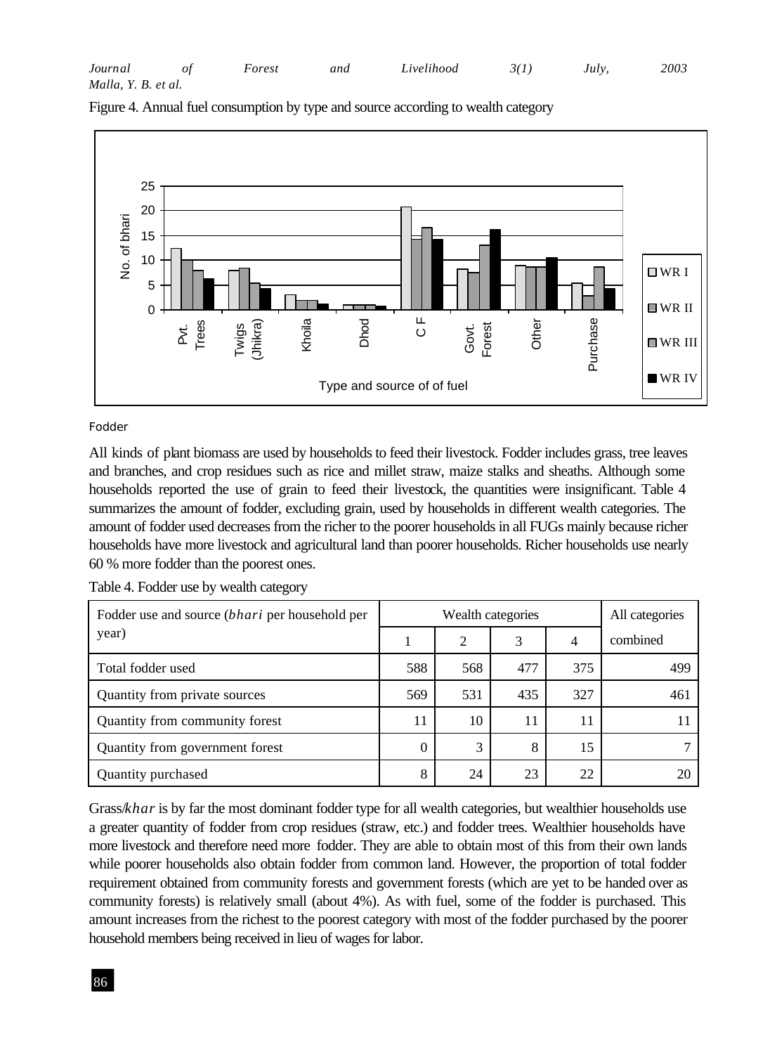Figure 4. Annual fuel consumption by type and source according to wealth category

Fodder

All kinds of plant biomass are used by households to feed their livestock. Fodder includes grass, tree leaves and branches, and crop residues such as rice and millet straw, maize stalks and sheaths. Although some households reported the use of grain to feed their livestock, the quantities were insignificant. Table 4 summarizes the amount of fodder, excluding grain, used by households in different wealth categories. The amount of fodder used decreases from the richer to the poorer households in all FUGs mainly because richer households have more livestock and agricultural land than poorer households. Richer households use nearly 60 % more fodder than the poorest ones.

Table 4. Fodder use by wealth category

| Fodder use and source (*bhari* per household per year) | Wealth categories | | | | All categories combined |
|---|---|---|---|---|---|
| | 1 | 2 | 3 | 4 | |
| Total fodder used | 588 | 568 | 477 | 375 | 499 |
| Quantity from private sources | 569 | 531 | 435 | 327 | 461 |
| Quantity from community forest | 11 | 10 | 11 | 11 | 11 |
| Quantity from government forest | 0 | 3 | 8 | 15 | 7 |
| Quantity purchased | 8 | 24 | 23 | 22 | 20 |

Grass/*khar* is by far the most dominant fodder type for all wealth categories, but wealthier households use a greater quantity of fodder from crop residues (straw, etc.) and fodder trees. Wealthier households have more livestock and therefore need more fodder. They are able to obtain most of this from their own lands while poorer households also obtain fodder from common land. However, the proportion of total fodder requirement obtained from community forests and government forests (which are yet to be handed over as community forests) is relatively small (about 4%). As with fuel, some of the fodder is purchased. This amount increases from the richest to the poorest category with most of the fodder purchased by the poorer household members being received in lieu of wages for labor.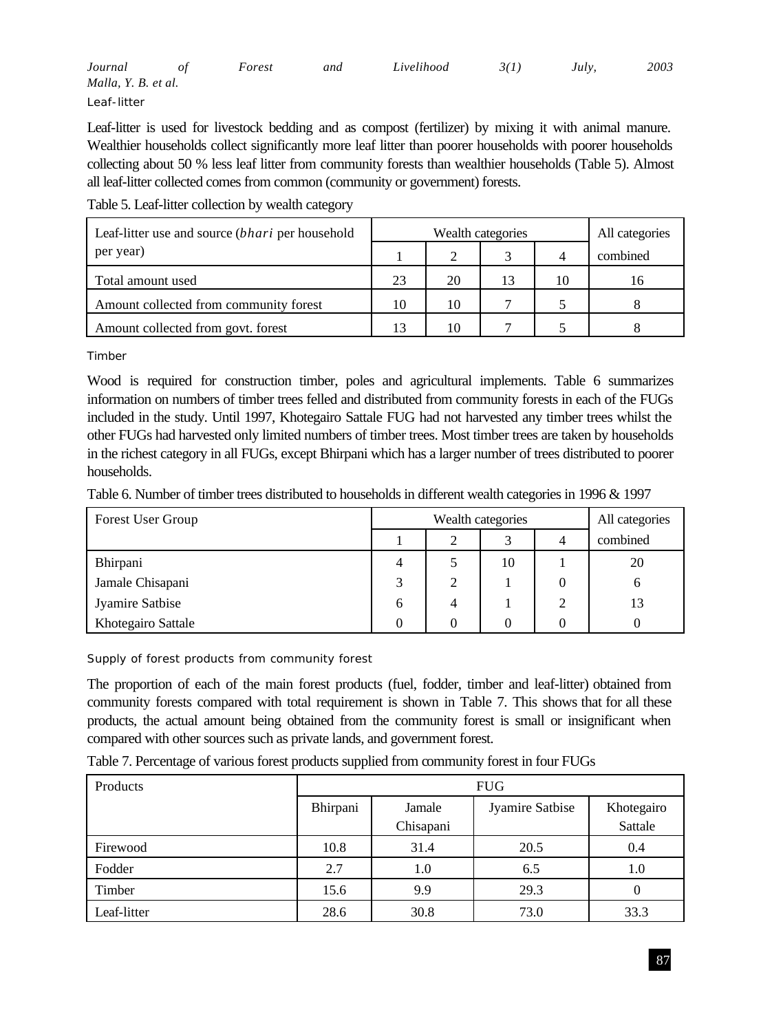### Leaf-litter

Leaf-litter is used for livestock bedding and as compost (fertilizer) by mixing it with animal manure. Wealthier households collect significantly more leaf litter than poorer households with poorer households collecting about 50 % less leaf litter from community forests than wealthier households (Table 5). Almost all leaf-litter collected comes from common (community or government) forests.

Table 5. Leaf-litter collection by wealth category

| Leaf-litter use and source (*bhari* per household per year) | Wealth categories | | | | All categories combined |
|---|---|---|---|---|---|
| | 1 | 2 | 3 | 4 | |
| Total amount used | 23 | 20 | 13 | 10 | 16 |
| Amount collected from community forest | 10 | 10 | 7 | 5 | 8 |
| Amount collected from govt. forest | 13 | 10 | 7 | 5 | 8 |

### Timber

Wood is required for construction timber, poles and agricultural implements. Table 6 summarizes information on numbers of timber trees felled and distributed from community forests in each of the FUGs included in the study. Until 1997, Khotegairo Sattale FUG had not harvested any timber trees whilst the other FUGs had harvested only limited numbers of timber trees. Most timber trees are taken by households in the richest category in all FUGs, except Bhirpani which has a larger number of trees distributed to poorer households.

Table 6. Number of timber trees distributed to households in different wealth categories in 1996 & 1997

| Forest User Group | Wealth categories | | | | All categories combined |
|---|---|---|---|---|---|
| | 1 | 2 | 3 | 4 | |
| Bhirpani | 4 | 5 | 10 | 1 | 20 |
| Jamale Chisapani | 3 | 2 | 1 | 0 | 6 |
| Jyamire Satbise | 6 | 4 | 1 | 2 | 13 |
| Khotegairo Sattale | 0 | 0 | 0 | 0 | 0 |

### Supply of forest products from community forest

The proportion of each of the main forest products (fuel, fodder, timber and leaf-litter) obtained from community forests compared with total requirement is shown in Table 7. This shows that for all these products, the actual amount being obtained from the community forest is small or insignificant when compared with other sources such as private lands, and government forest.

Table 7. Percentage of various forest products supplied from community forest in four FUGs

| Products | FUG | | | |
|---|---|---|---|---|
| | Bhirpani | Jamale Chisapani | Jyamire Satbise | Khotegairo Sattale |
| Firewood | 10.8 | 31.4 | 20.5 | 0.4 |
| Fodder | 2.7 | 1.0 | 6.5 | 1.0 |
| Timber | 15.6 | 9.9 | 29.3 | 0 |
| Leaf-litter | 28.6 | 30.8 | 73.0 | 33.3 |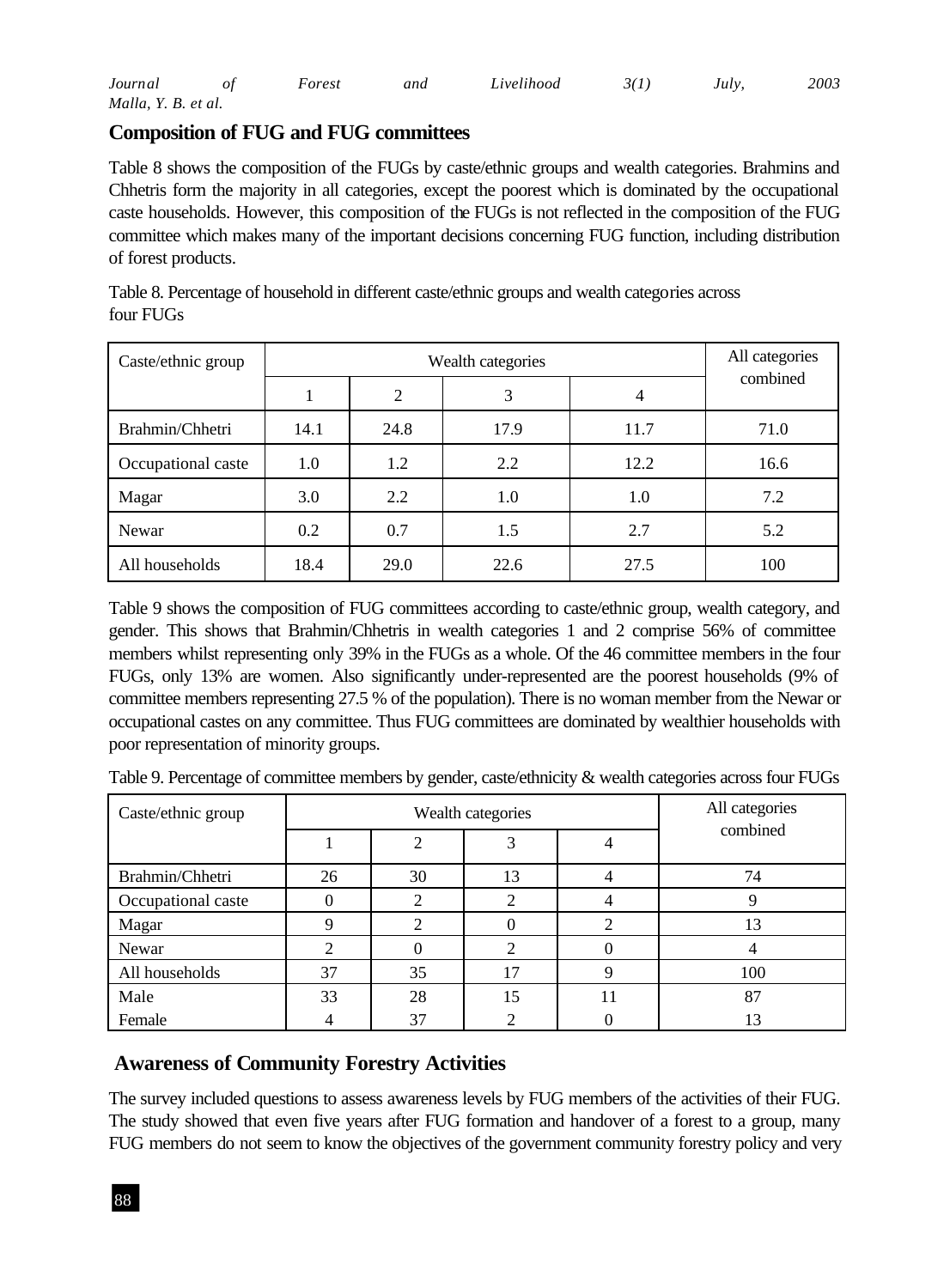## Composition of FUG and FUG committees

Table 8 shows the composition of the FUGs by caste/ethnic groups and wealth categories. Brahmins and Chhetris form the majority in all categories, except the poorest which is dominated by the occupational caste households. However, this composition of the FUGs is not reflected in the composition of the FUG committee which makes many of the important decisions concerning FUG function, including distribution of forest products.

Table 8. Percentage of household in different caste/ethnic groups and wealth categories across four FUGs

| Caste/ethnic group | Wealth categories | | | | All categories combined |
|---|---|---|---|---|---|
| | 1 | 2 | 3 | 4 | |
| Brahmin/Chhetri | 14.1 | 24.8 | 17.9 | 11.7 | 71.0 |
| Occupational caste | 1.0 | 1.2 | 2.2 | 12.2 | 16.6 |
| Magar | 3.0 | 2.2 | 1.0 | 1.0 | 7.2 |
| Newar | 0.2 | 0.7 | 1.5 | 2.7 | 5.2 |
| All households | 18.4 | 29.0 | 22.6 | 27.5 | 100 |

Table 9 shows the composition of FUG committees according to caste/ethnic group, wealth category, and gender. This shows that Brahmin/Chhetris in wealth categories 1 and 2 comprise 56% of committee members whilst representing only 39% in the FUGs as a whole. Of the 46 committee members in the four FUGs, only 13% are women. Also significantly under-represented are the poorest households (9% of committee members representing 27.5 % of the population). There is no woman member from the Newar or occupational castes on any committee. Thus FUG committees are dominated by wealthier households with poor representation of minority groups.

Table 9. Percentage of committee members by gender, caste/ethnicity & wealth categories across four FUGs

| Caste/ethnic group | Wealth categories | | | | All categories combined |
|---|---|---|---|---|---|
| | 1 | 2 | 3 | 4 | |
| Brahmin/Chhetri | 26 | 30 | 13 | 4 | 74 |
| Occupational caste | 0 | 2 | 2 | 4 | 9 |
| Magar | 9 | 2 | 0 | 2 | 13 |
| Newar | 2 | 0 | 2 | 0 | 4 |
| All households | 37 | 35 | 17 | 9 | 100 |
| Male | 33 | 28 | 15 | 11 | 87 |
| Female | 4 | 37 | 2 | 0 | 13 |

## Awareness of Community Forestry Activities

The survey included questions to assess awareness levels by FUG members of the activities of their FUG. The study showed that even five years after FUG formation and handover of a forest to a group, many FUG members do not seem to know the objectives of the government community forestry policy and very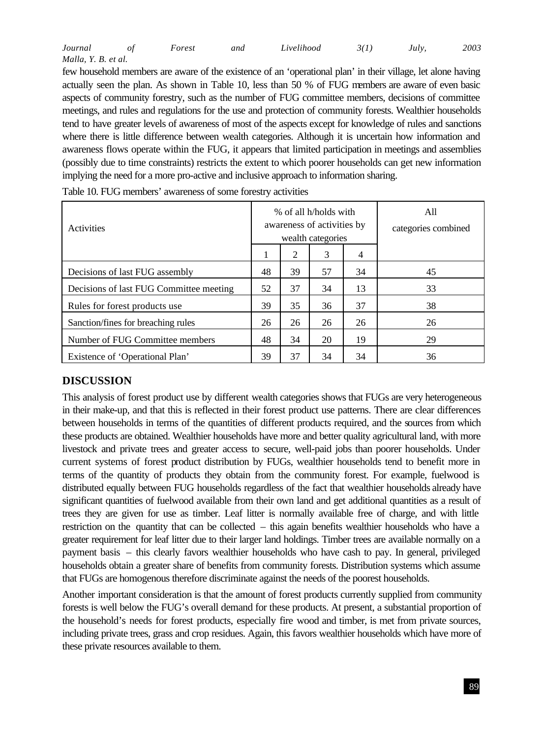few household members are aware of the existence of an 'operational plan' in their village, let alone having actually seen the plan. As shown in Table 10, less than 50 % of FUG members are aware of even basic aspects of community forestry, such as the number of FUG committee members, decisions of committee meetings, and rules and regulations for the use and protection of community forests. Wealthier households tend to have greater levels of awareness of most of the aspects except for knowledge of rules and sanctions where there is little difference between wealth categories. Although it is uncertain how information and awareness flows operate within the FUG, it appears that limited participation in meetings and assemblies (possibly due to time constraints) restricts the extent to which poorer households can get new information implying the need for a more pro-active and inclusive approach to information sharing.

Table 10. FUG members' awareness of some forestry activities

| Activities | % of all h/holds with awareness of activities by wealth categories | | | | All categories combined |
|---|---|---|---|---|---|
| | 1 | 2 | 3 | 4 | |
| Decisions of last FUG assembly | 48 | 39 | 57 | 34 | 45 |
| Decisions of last FUG Committee meeting | 52 | 37 | 34 | 13 | 33 |
| Rules for forest products use | 39 | 35 | 36 | 37 | 38 |
| Sanction/fines for breaching rules | 26 | 26 | 26 | 26 | 26 |
| Number of FUG Committee members | 48 | 34 | 20 | 19 | 29 |
| Existence of 'Operational Plan' | 39 | 37 | 34 | 34 | 36 |

## DISCUSSION

This analysis of forest product use by different wealth categories shows that FUGs are very heterogeneous in their make-up, and that this is reflected in their forest product use patterns. There are clear differences between households in terms of the quantities of different products required, and the sources from which these products are obtained. Wealthier households have more and better quality agricultural land, with more livestock and private trees and greater access to secure, well-paid jobs than poorer households. Under current systems of forest product distribution by FUGs, wealthier households tend to benefit more in terms of the quantity of products they obtain from the community forest. For example, fuelwood is distributed equally between FUG households regardless of the fact that wealthier households already have significant quantities of fuelwood available from their own land and get additional quantities as a result of trees they are given for use as timber. Leaf litter is normally available free of charge, and with little restriction on the quantity that can be collected – this again benefits wealthier households who have a greater requirement for leaf litter due to their larger land holdings. Timber trees are available normally on a payment basis – this clearly favors wealthier households who have cash to pay. In general, privileged households obtain a greater share of benefits from community forests. Distribution systems which assume that FUGs are homogenous therefore discriminate against the needs of the poorest households.

Another important consideration is that the amount of forest products currently supplied from community forests is well below the FUG's overall demand for these products. At present, a substantial proportion of the household's needs for forest products, especially fire wood and timber, is met from private sources, including private trees, grass and crop residues. Again, this favors wealthier households which have more of these private resources available to them.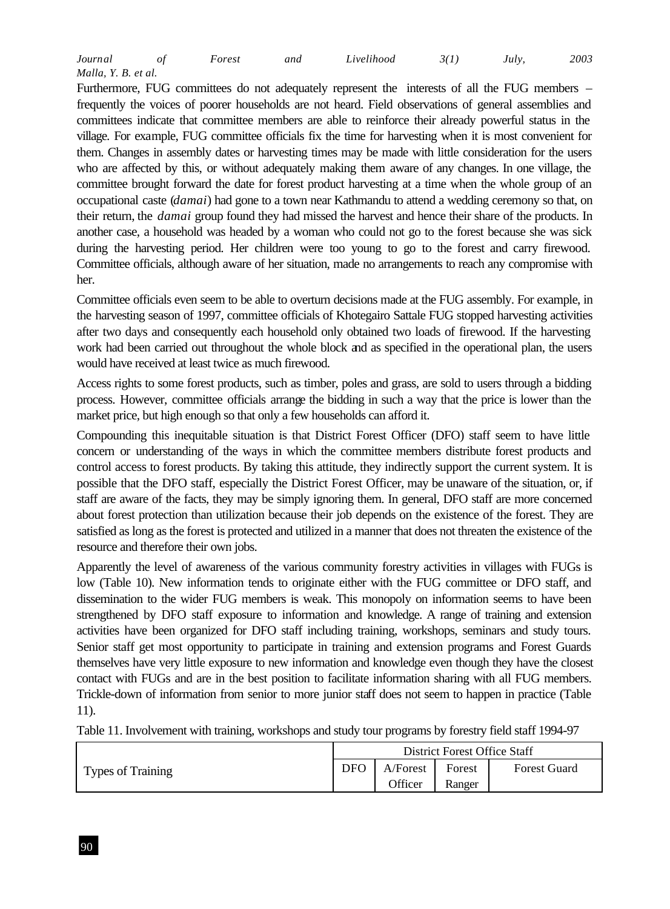Furthermore, FUG committees do not adequately represent the interests of all the FUG members – frequently the voices of poorer households are not heard. Field observations of general assemblies and committees indicate that committee members are able to reinforce their already powerful status in the village. For example, FUG committee officials fix the time for harvesting when it is most convenient for them. Changes in assembly dates or harvesting times may be made with little consideration for the users who are affected by this, or without adequately making them aware of any changes. In one village, the committee brought forward the date for forest product harvesting at a time when the whole group of an occupational caste (*damai*) had gone to a town near Kathmandu to attend a wedding ceremony so that, on their return, the *damai* group found they had missed the harvest and hence their share of the products. In another case, a household was headed by a woman who could not go to the forest because she was sick during the harvesting period. Her children were too young to go to the forest and carry firewood. Committee officials, although aware of her situation, made no arrangements to reach any compromise with her.

Committee officials even seem to be able to overturn decisions made at the FUG assembly. For example, in the harvesting season of 1997, committee officials of Khotegairo Sattale FUG stopped harvesting activities after two days and consequently each household only obtained two loads of firewood. If the harvesting work had been carried out throughout the whole block and as specified in the operational plan, the users would have received at least twice as much firewood.

Access rights to some forest products, such as timber, poles and grass, are sold to users through a bidding process. However, committee officials arrange the bidding in such a way that the price is lower than the market price, but high enough so that only a few households can afford it.

Compounding this inequitable situation is that District Forest Officer (DFO) staff seem to have little concern or understanding of the ways in which the committee members distribute forest products and control access to forest products. By taking this attitude, they indirectly support the current system. It is possible that the DFO staff, especially the District Forest Officer, may be unaware of the situation, or, if staff are aware of the facts, they may be simply ignoring them. In general, DFO staff are more concerned about forest protection than utilization because their job depends on the existence of the forest. They are satisfied as long as the forest is protected and utilized in a manner that does not threaten the existence of the resource and therefore their own jobs.

Apparently the level of awareness of the various community forestry activities in villages with FUGs is low (Table 10). New information tends to originate either with the FUG committee or DFO staff, and dissemination to the wider FUG members is weak. This monopoly on information seems to have been strengthened by DFO staff exposure to information and knowledge. A range of training and extension activities have been organized for DFO staff including training, workshops, seminars and study tours. Senior staff get most opportunity to participate in training and extension programs and Forest Guards themselves have very little exposure to new information and knowledge even though they have the closest contact with FUGs and are in the best position to facilitate information sharing with all FUG members. Trickle-down of information from senior to more junior staff does not seem to happen in practice (Table 11).

Table 11. Involvement with training, workshops and study tour programs by forestry field staff 1994-97

| Types of Training | District Forest Office Staff | | | |
|---|---|---|---|---|
| | DFO | A/Forest Officer | Forest Ranger | Forest Guard |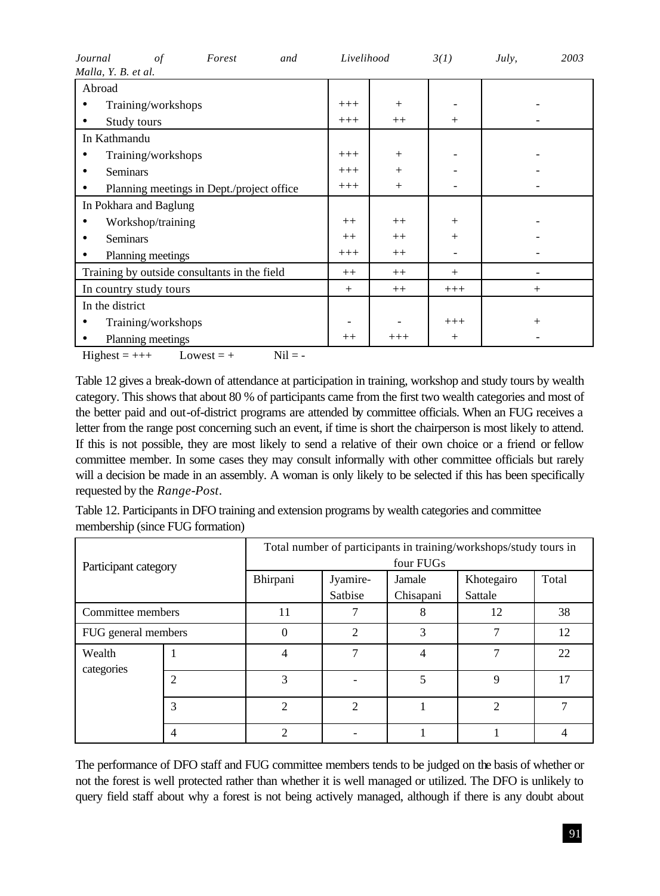| | | | | |
|---|---|---|---|---|
| Abroad | | | | |
| • Training/workshops | +++ | + | - | - |
| • Study tours | +++ | ++ | + | - |
| In Kathmandu | | | | |
| • Training/workshops | +++ | + | - | - |
| • Seminars | +++ | + | - | - |
| • Planning meetings in Dept./project office | +++ | + | - | - |
| In Pokhara and Baglung | | | | |
| • Workshop/training | ++ | ++ | + | - |
| • Seminars | ++ | ++ | + | - |
| • Planning meetings | +++ | ++ | - | - |
| Training by outside consultants in the field | ++ | ++ | + | - |
| In country study tours | + | ++ | +++ | + |
| In the district | | | | |
| • Training/workshops | - | - | +++ | + |
| • Planning meetings | ++ | +++ | + | - |

Highest = +++ Lowest = + Nil = -

Table 12 gives a break-down of attendance at participation in training, workshop and study tours by wealth category. This shows that about 80 % of participants came from the first two wealth categories and most of the better paid and out-of-district programs are attended by committee officials. When an FUG receives a letter from the range post concerning such an event, if time is short the chairperson is most likely to attend. If this is not possible, they are most likely to send a relative of their own choice or a friend or fellow committee member. In some cases they may consult informally with other committee officials but rarely will a decision be made in an assembly. A woman is only likely to be selected if this has been specifically requested by the *Range-Post*.

Table 12. Participants in DFO training and extension programs by wealth categories and committee membership (since FUG formation)

| Participant category | | Total number of participants in training/workshops/study tours in four FUGs | | | | |
|---|---|---|---|---|---|---|
| | | Bhirpani | Jyamire-Satbise | Jamale Chisapani | Khotegairo Sattale | Total |
| Committee members | | 11 | 7 | 8 | 12 | 38 |
| FUG general members | | 0 | 2 | 3 | 7 | 12 |
| Wealth categories | 1 | 4 | 7 | 4 | 7 | 22 |
| | 2 | 3 | - | 5 | 9 | 17 |
| | 3 | 2 | 2 | 1 | 2 | 7 |
| | 4 | 2 | - | 1 | 1 | 4 |

The performance of DFO staff and FUG committee members tends to be judged on the basis of whether or not the forest is well protected rather than whether it is well managed or utilized. The DFO is unlikely to query field staff about why a forest is not being actively managed, although if there is any doubt about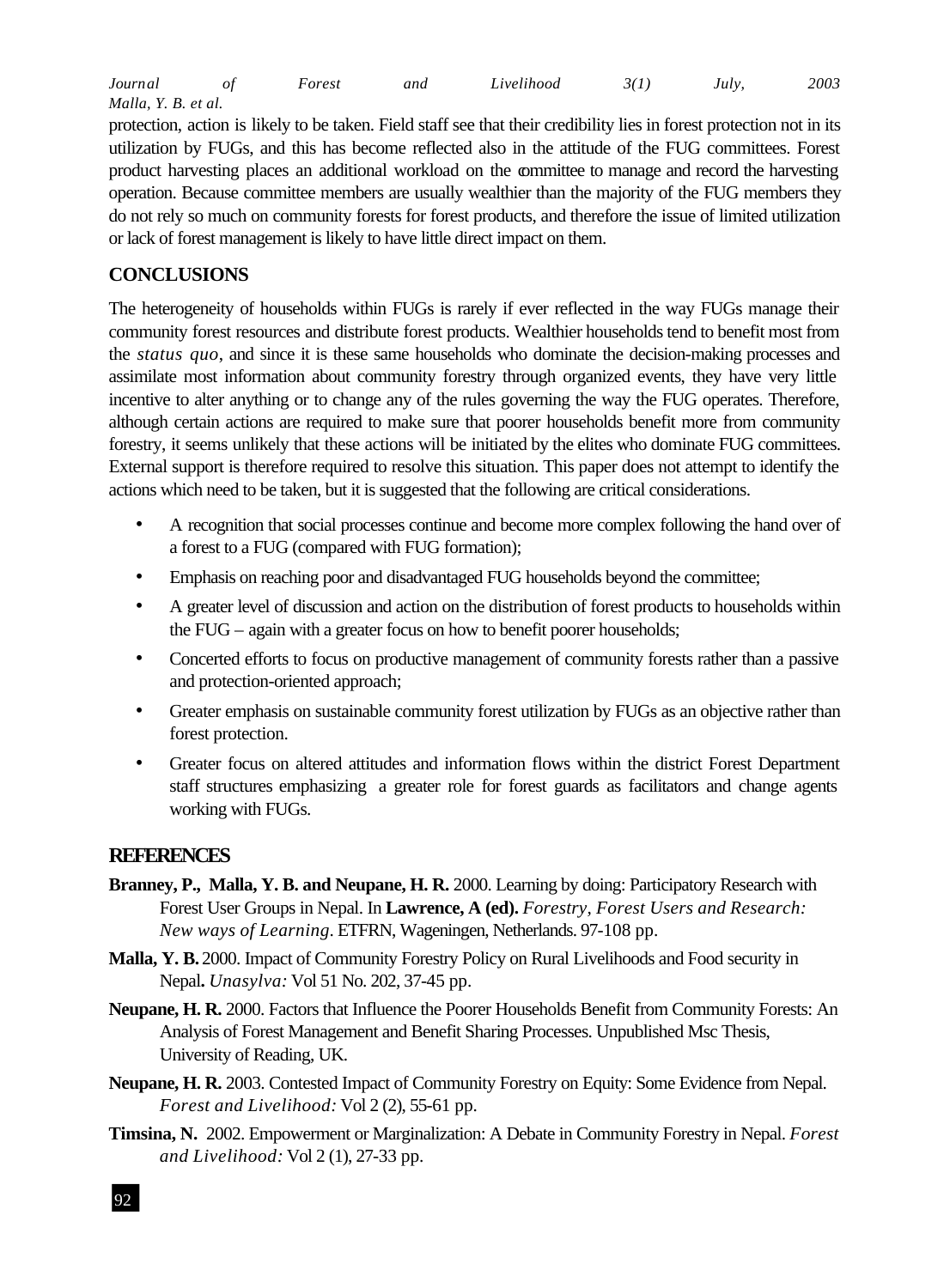protection, action is likely to be taken. Field staff see that their credibility lies in forest protection not in its utilization by FUGs, and this has become reflected also in the attitude of the FUG committees. Forest product harvesting places an additional workload on the committee to manage and record the harvesting operation. Because committee members are usually wealthier than the majority of the FUG members they do not rely so much on community forests for forest products, and therefore the issue of limited utilization or lack of forest management is likely to have little direct impact on them.

## CONCLUSIONS

The heterogeneity of households within FUGs is rarely if ever reflected in the way FUGs manage their community forest resources and distribute forest products. Wealthier households tend to benefit most from the *status quo*, and since it is these same households who dominate the decision-making processes and assimilate most information about community forestry through organized events, they have very little incentive to alter anything or to change any of the rules governing the way the FUG operates. Therefore, although certain actions are required to make sure that poorer households benefit more from community forestry, it seems unlikely that these actions will be initiated by the elites who dominate FUG committees. External support is therefore required to resolve this situation. This paper does not attempt to identify the actions which need to be taken, but it is suggested that the following are critical considerations.

- A recognition that social processes continue and become more complex following the hand over of a forest to a FUG (compared with FUG formation);
- Emphasis on reaching poor and disadvantaged FUG households beyond the committee;
- A greater level of discussion and action on the distribution of forest products to households within the FUG – again with a greater focus on how to benefit poorer households;
- Concerted efforts to focus on productive management of community forests rather than a passive and protection-oriented approach;
- Greater emphasis on sustainable community forest utilization by FUGs as an objective rather than forest protection.
- Greater focus on altered attitudes and information flows within the district Forest Department staff structures emphasizing a greater role for forest guards as facilitators and change agents working with FUGs.

## REFERENCES

**Branney, P., Malla, Y. B. and Neupane, H. R.** 2000. Learning by doing: Participatory Research with Forest User Groups in Nepal. In **Lawrence, A (ed).** *Forestry, Forest Users and Research: New ways of Learning*. ETFRN, Wageningen, Netherlands. 97-108 pp.

**Malla, Y. B.** 2000. Impact of Community Forestry Policy on Rural Livelihoods and Food security in Nepal**.** *Unasylva:* Vol 51 No. 202, 37-45 pp.

**Neupane, H. R.** 2000. Factors that Influence the Poorer Households Benefit from Community Forests: An Analysis of Forest Management and Benefit Sharing Processes. Unpublished Msc Thesis, University of Reading, UK.

**Neupane, H. R.** 2003. Contested Impact of Community Forestry on Equity: Some Evidence from Nepal. *Forest and Livelihood:* Vol 2 (2), 55-61 pp.

**Timsina, N.** 2002. Empowerment or Marginalization: A Debate in Community Forestry in Nepal. *Forest and Livelihood:* Vol 2 (1), 27-33 pp.